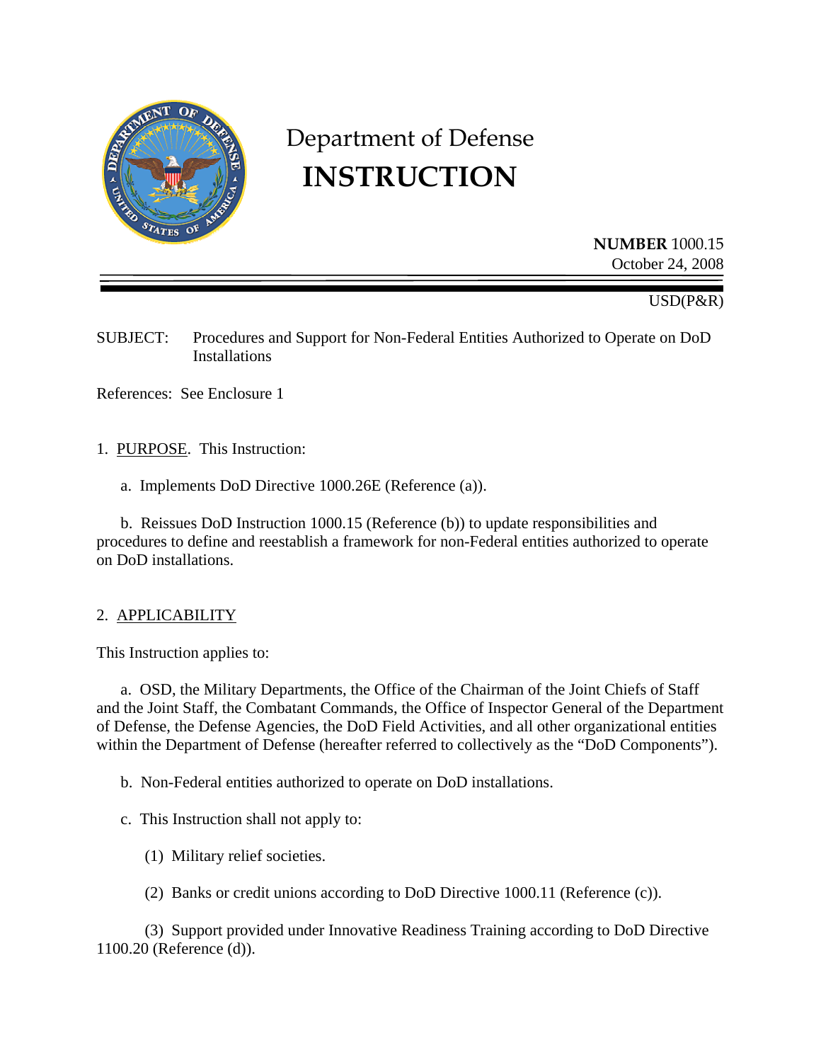# Department of Defense
# INSTRUCTION

**NUMBER** 1000.15
October 24, 2008

USD(P&R)

SUBJECT: Procedures and Support for Non-Federal Entities Authorized to Operate on DoD Installations

References: See Enclosure 1

1. PURPOSE. This Instruction:

   a. Implements DoD Directive 1000.26E (Reference (a)).

   b. Reissues DoD Instruction 1000.15 (Reference (b)) to update responsibilities and procedures to define and reestablish a framework for non-Federal entities authorized to operate on DoD installations.

2. APPLICABILITY

This Instruction applies to:

   a. OSD, the Military Departments, the Office of the Chairman of the Joint Chiefs of Staff and the Joint Staff, the Combatant Commands, the Office of Inspector General of the Department of Defense, the Defense Agencies, the DoD Field Activities, and all other organizational entities within the Department of Defense (hereafter referred to collectively as the "DoD Components").

   b. Non-Federal entities authorized to operate on DoD installations.

   c. This Instruction shall not apply to:

      (1) Military relief societies.

      (2) Banks or credit unions according to DoD Directive 1000.11 (Reference (c)).

      (3) Support provided under Innovative Readiness Training according to DoD Directive 1100.20 (Reference (d)).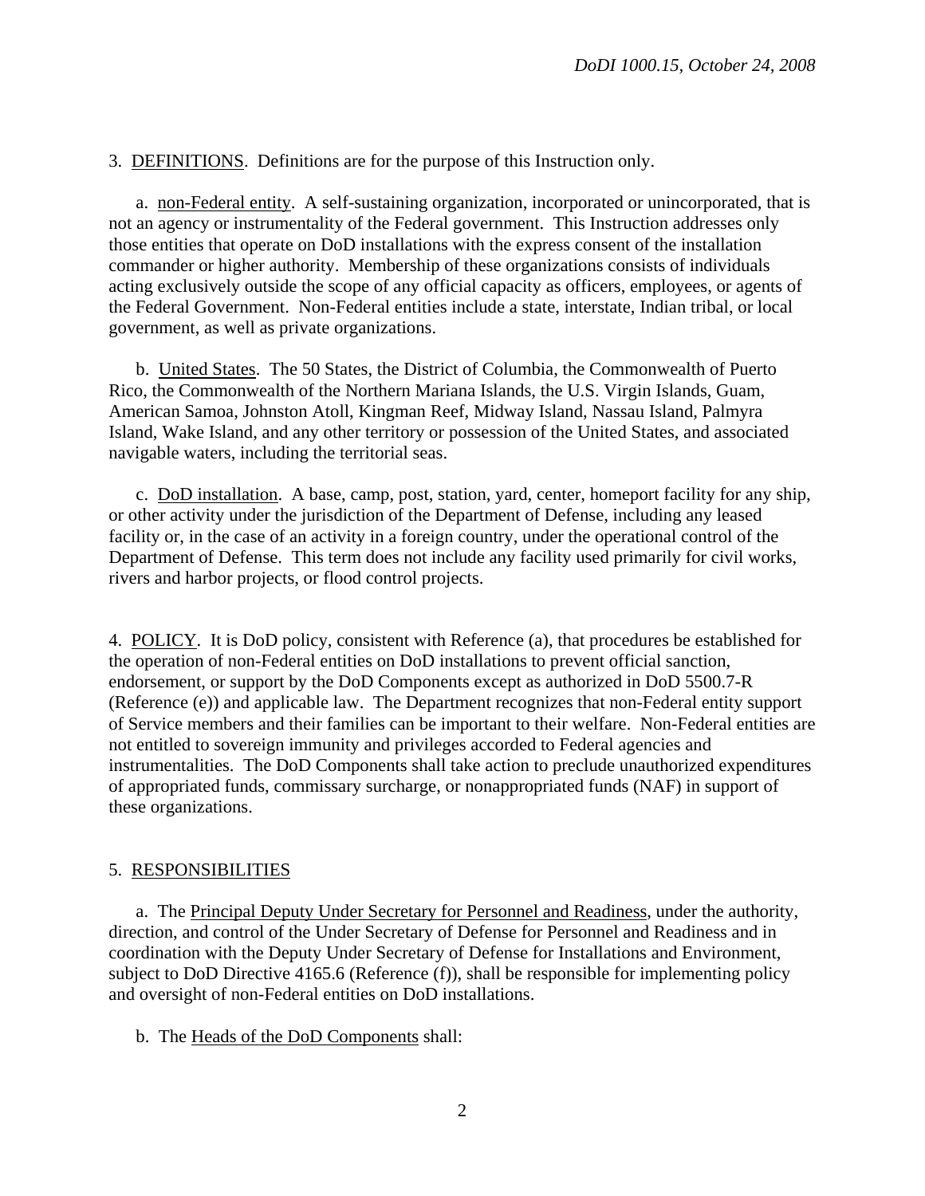3. DEFINITIONS. Definitions are for the purpose of this Instruction only.

a. non-Federal entity. A self-sustaining organization, incorporated or unincorporated, that is not an agency or instrumentality of the Federal government. This Instruction addresses only those entities that operate on DoD installations with the express consent of the installation commander or higher authority. Membership of these organizations consists of individuals acting exclusively outside the scope of any official capacity as officers, employees, or agents of the Federal Government. Non-Federal entities include a state, interstate, Indian tribal, or local government, as well as private organizations.

b. United States. The 50 States, the District of Columbia, the Commonwealth of Puerto Rico, the Commonwealth of the Northern Mariana Islands, the U.S. Virgin Islands, Guam, American Samoa, Johnston Atoll, Kingman Reef, Midway Island, Nassau Island, Palmyra Island, Wake Island, and any other territory or possession of the United States, and associated navigable waters, including the territorial seas.

c. DoD installation. A base, camp, post, station, yard, center, homeport facility for any ship, or other activity under the jurisdiction of the Department of Defense, including any leased facility or, in the case of an activity in a foreign country, under the operational control of the Department of Defense. This term does not include any facility used primarily for civil works, rivers and harbor projects, or flood control projects.

4. POLICY. It is DoD policy, consistent with Reference (a), that procedures be established for the operation of non-Federal entities on DoD installations to prevent official sanction, endorsement, or support by the DoD Components except as authorized in DoD 5500.7-R (Reference (e)) and applicable law. The Department recognizes that non-Federal entity support of Service members and their families can be important to their welfare. Non-Federal entities are not entitled to sovereign immunity and privileges accorded to Federal agencies and instrumentalities. The DoD Components shall take action to preclude unauthorized expenditures of appropriated funds, commissary surcharge, or nonappropriated funds (NAF) in support of these organizations.

5. RESPONSIBILITIES

a. The Principal Deputy Under Secretary for Personnel and Readiness, under the authority, direction, and control of the Under Secretary of Defense for Personnel and Readiness and in coordination with the Deputy Under Secretary of Defense for Installations and Environment, subject to DoD Directive 4165.6 (Reference (f)), shall be responsible for implementing policy and oversight of non-Federal entities on DoD installations.

b. The Heads of the DoD Components shall: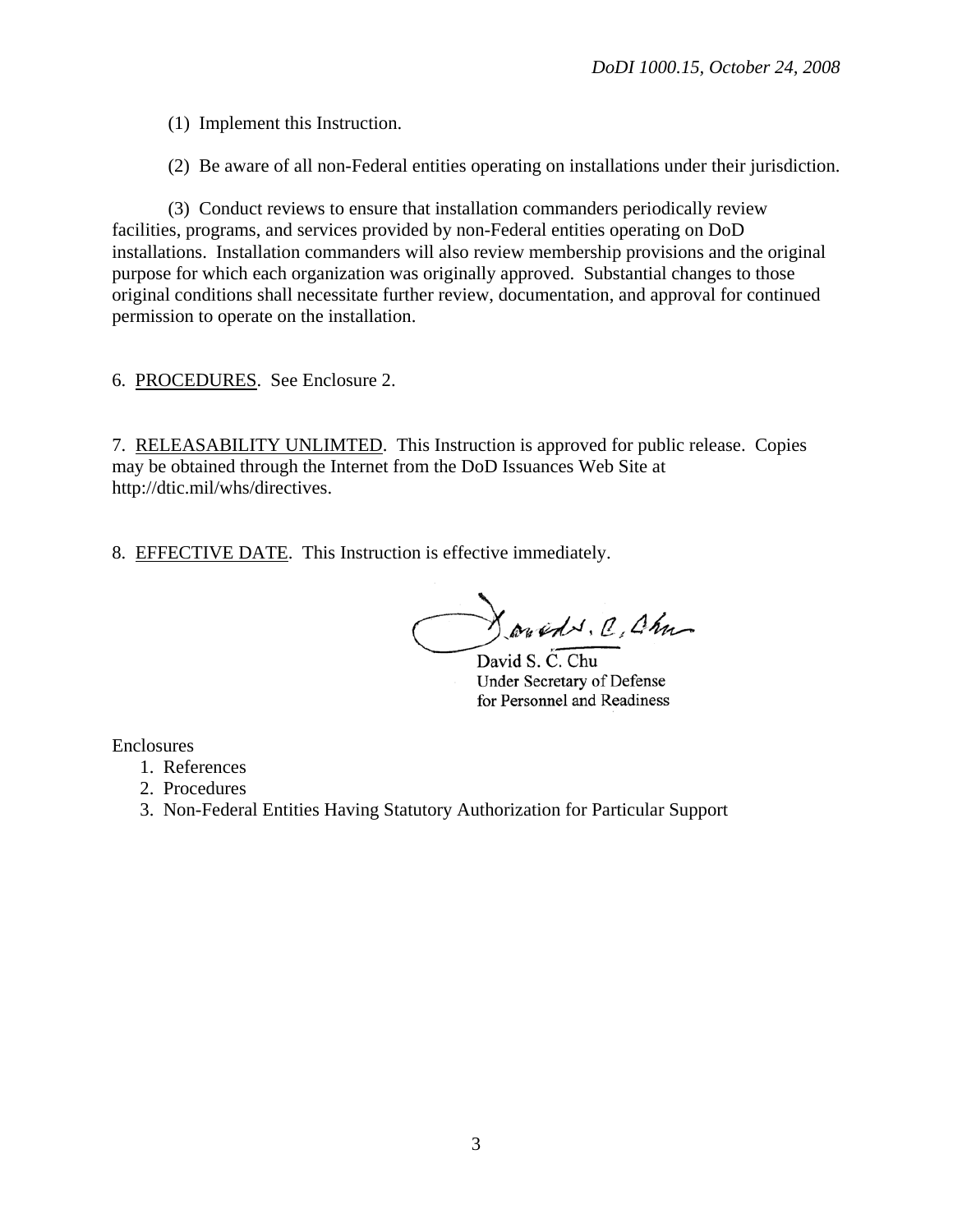(1) Implement this Instruction.

(2) Be aware of all non-Federal entities operating on installations under their jurisdiction.

(3) Conduct reviews to ensure that installation commanders periodically review facilities, programs, and services provided by non-Federal entities operating on DoD installations. Installation commanders will also review membership provisions and the original purpose for which each organization was originally approved. Substantial changes to those original conditions shall necessitate further review, documentation, and approval for continued permission to operate on the installation.

6. PROCEDURES. See Enclosure 2.

7. RELEASABILITY UNLIMTED. This Instruction is approved for public release. Copies may be obtained through the Internet from the DoD Issuances Web Site at http://dtic.mil/whs/directives.

8. EFFECTIVE DATE. This Instruction is effective immediately.

David S. C. Chu
Under Secretary of Defense
for Personnel and Readiness

Enclosures

1. References
2. Procedures
3. Non-Federal Entities Having Statutory Authorization for Particular Support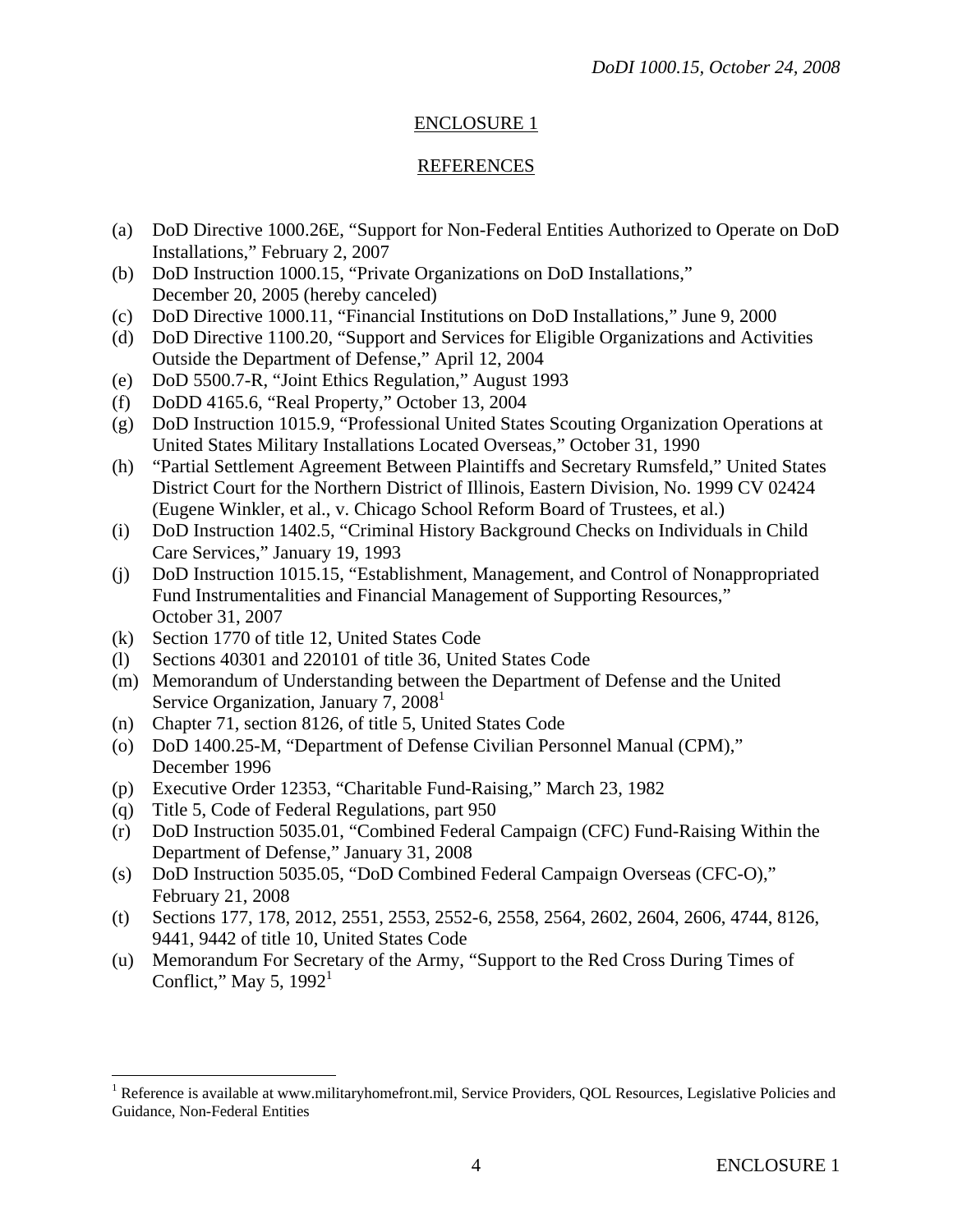## ENCLOSURE 1

## REFERENCES

(a) DoD Directive 1000.26E, "Support for Non-Federal Entities Authorized to Operate on DoD Installations," February 2, 2007
(b) DoD Instruction 1000.15, "Private Organizations on DoD Installations," December 20, 2005 (hereby canceled)
(c) DoD Directive 1000.11, "Financial Institutions on DoD Installations," June 9, 2000
(d) DoD Directive 1100.20, "Support and Services for Eligible Organizations and Activities Outside the Department of Defense," April 12, 2004
(e) DoD 5500.7-R, "Joint Ethics Regulation," August 1993
(f) DoDD 4165.6, "Real Property," October 13, 2004
(g) DoD Instruction 1015.9, "Professional United States Scouting Organization Operations at United States Military Installations Located Overseas," October 31, 1990
(h) "Partial Settlement Agreement Between Plaintiffs and Secretary Rumsfeld," United States District Court for the Northern District of Illinois, Eastern Division, No. 1999 CV 02424 (Eugene Winkler, et al., v. Chicago School Reform Board of Trustees, et al.)
(i) DoD Instruction 1402.5, "Criminal History Background Checks on Individuals in Child Care Services," January 19, 1993
(j) DoD Instruction 1015.15, "Establishment, Management, and Control of Nonappropriated Fund Instrumentalities and Financial Management of Supporting Resources," October 31, 2007
(k) Section 1770 of title 12, United States Code
(l) Sections 40301 and 220101 of title 36, United States Code
(m) Memorandum of Understanding between the Department of Defense and the United Service Organization, January 7, 2008[1]
(n) Chapter 71, section 8126, of title 5, United States Code
(o) DoD 1400.25-M, "Department of Defense Civilian Personnel Manual (CPM)," December 1996
(p) Executive Order 12353, "Charitable Fund-Raising," March 23, 1982
(q) Title 5, Code of Federal Regulations, part 950
(r) DoD Instruction 5035.01, "Combined Federal Campaign (CFC) Fund-Raising Within the Department of Defense," January 31, 2008
(s) DoD Instruction 5035.05, "DoD Combined Federal Campaign Overseas (CFC-O)," February 21, 2008
(t) Sections 177, 178, 2012, 2551, 2553, 2552-6, 2558, 2564, 2602, 2604, 2606, 4744, 8126, 9441, 9442 of title 10, United States Code
(u) Memorandum For Secretary of the Army, "Support to the Red Cross During Times of Conflict," May 5, 1992[1]

---

[1] Reference is available at www.militaryhomefront.mil, Service Providers, QOL Resources, Legislative Policies and Guidance, Non-Federal Entities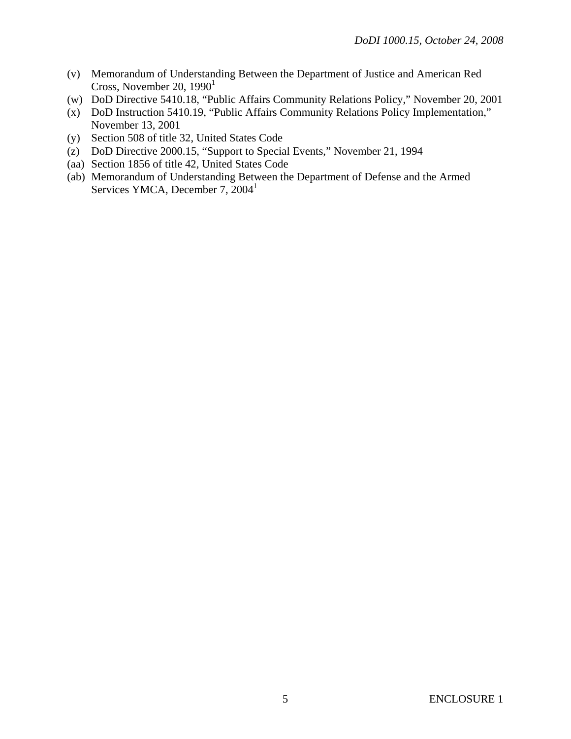(v) Memorandum of Understanding Between the Department of Justice and American Red Cross, November 20, 1990[1]

(w) DoD Directive 5410.18, "Public Affairs Community Relations Policy," November 20, 2001

(x) DoD Instruction 5410.19, "Public Affairs Community Relations Policy Implementation," November 13, 2001

(y) Section 508 of title 32, United States Code

(z) DoD Directive 2000.15, "Support to Special Events," November 21, 1994

(aa) Section 1856 of title 42, United States Code

(ab) Memorandum of Understanding Between the Department of Defense and the Armed Services YMCA, December 7, 2004[1]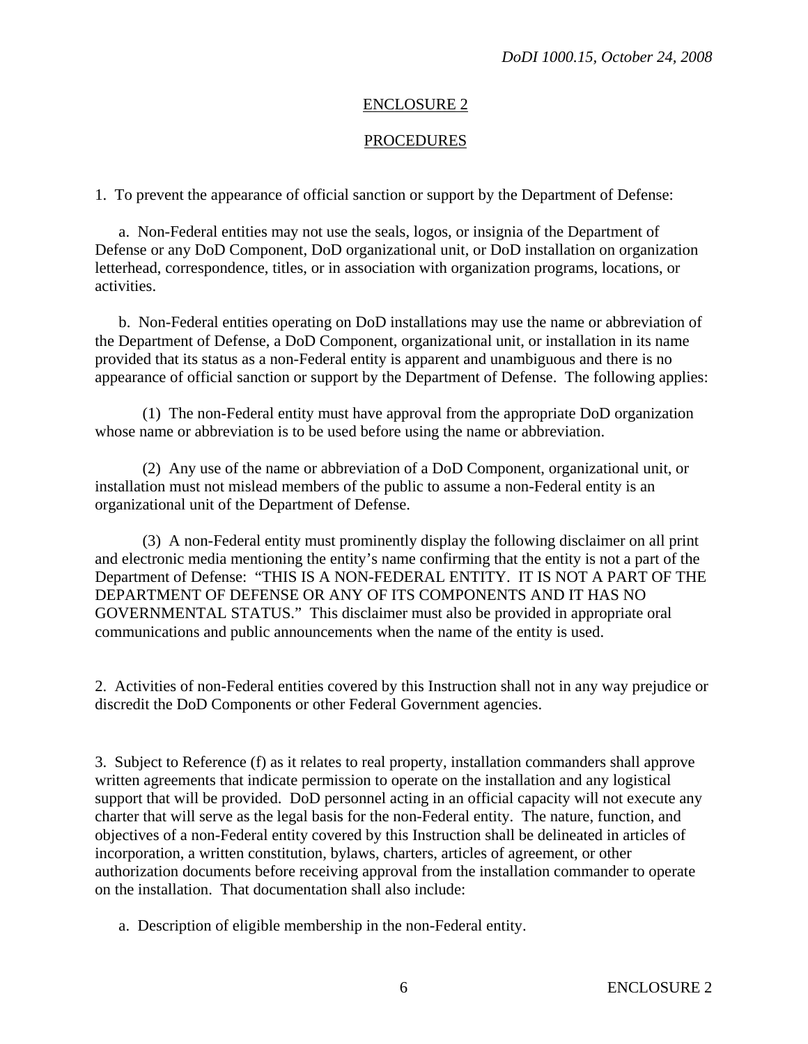## ENCLOSURE 2

## PROCEDURES

1. To prevent the appearance of official sanction or support by the Department of Defense:

a. Non-Federal entities may not use the seals, logos, or insignia of the Department of Defense or any DoD Component, DoD organizational unit, or DoD installation on organization letterhead, correspondence, titles, or in association with organization programs, locations, or activities.

b. Non-Federal entities operating on DoD installations may use the name or abbreviation of the Department of Defense, a DoD Component, organizational unit, or installation in its name provided that its status as a non-Federal entity is apparent and unambiguous and there is no appearance of official sanction or support by the Department of Defense. The following applies:

(1) The non-Federal entity must have approval from the appropriate DoD organization whose name or abbreviation is to be used before using the name or abbreviation.

(2) Any use of the name or abbreviation of a DoD Component, organizational unit, or installation must not mislead members of the public to assume a non-Federal entity is an organizational unit of the Department of Defense.

(3) A non-Federal entity must prominently display the following disclaimer on all print and electronic media mentioning the entity's name confirming that the entity is not a part of the Department of Defense: "THIS IS A NON-FEDERAL ENTITY. IT IS NOT A PART OF THE DEPARTMENT OF DEFENSE OR ANY OF ITS COMPONENTS AND IT HAS NO GOVERNMENTAL STATUS." This disclaimer must also be provided in appropriate oral communications and public announcements when the name of the entity is used.

2. Activities of non-Federal entities covered by this Instruction shall not in any way prejudice or discredit the DoD Components or other Federal Government agencies.

3. Subject to Reference (f) as it relates to real property, installation commanders shall approve written agreements that indicate permission to operate on the installation and any logistical support that will be provided. DoD personnel acting in an official capacity will not execute any charter that will serve as the legal basis for the non-Federal entity. The nature, function, and objectives of a non-Federal entity covered by this Instruction shall be delineated in articles of incorporation, a written constitution, bylaws, charters, articles of agreement, or other authorization documents before receiving approval from the installation commander to operate on the installation. That documentation shall also include:

a. Description of eligible membership in the non-Federal entity.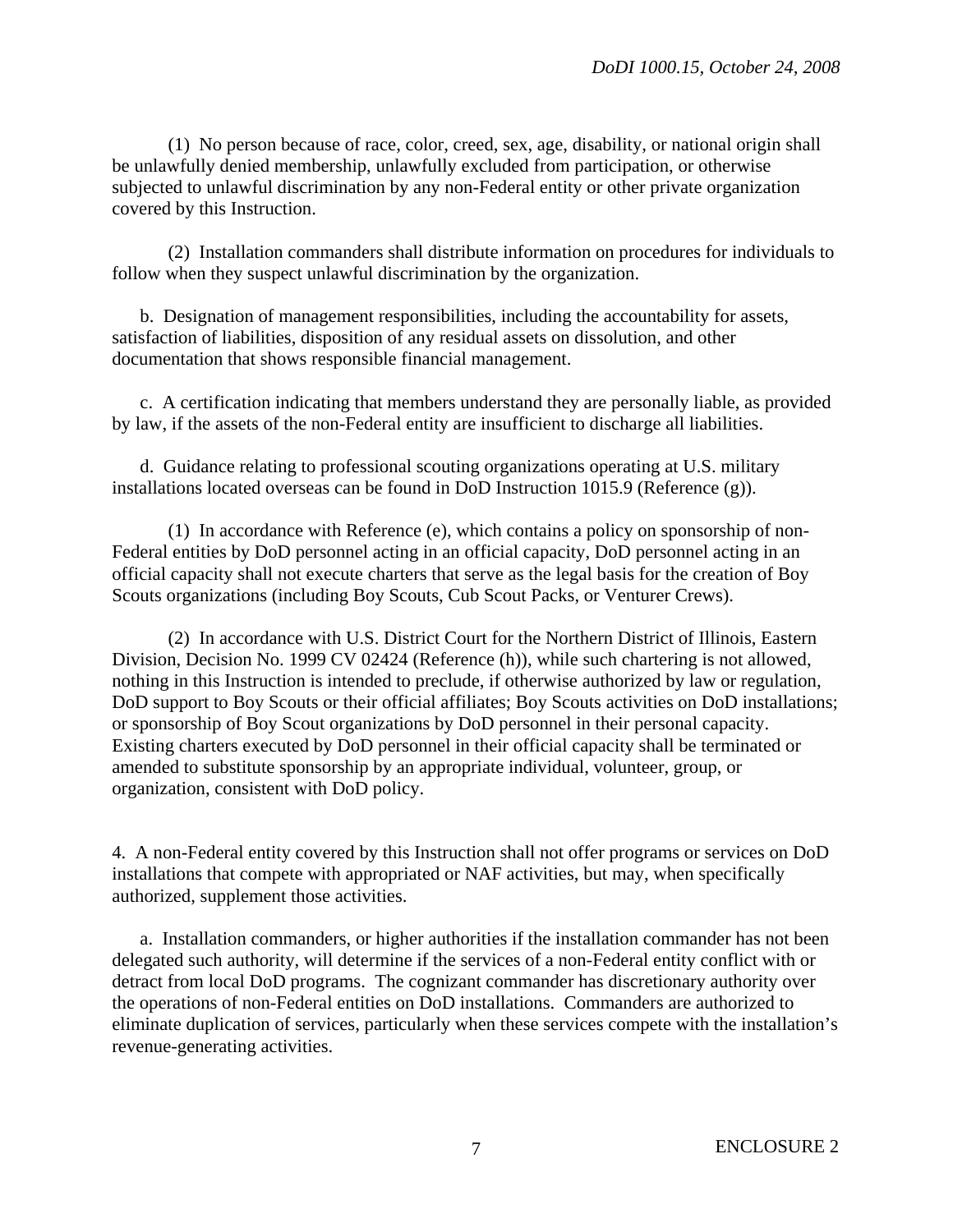(1) No person because of race, color, creed, sex, age, disability, or national origin shall be unlawfully denied membership, unlawfully excluded from participation, or otherwise subjected to unlawful discrimination by any non-Federal entity or other private organization covered by this Instruction.

(2) Installation commanders shall distribute information on procedures for individuals to follow when they suspect unlawful discrimination by the organization.

b. Designation of management responsibilities, including the accountability for assets, satisfaction of liabilities, disposition of any residual assets on dissolution, and other documentation that shows responsible financial management.

c. A certification indicating that members understand they are personally liable, as provided by law, if the assets of the non-Federal entity are insufficient to discharge all liabilities.

d. Guidance relating to professional scouting organizations operating at U.S. military installations located overseas can be found in DoD Instruction 1015.9 (Reference (g)).

(1) In accordance with Reference (e), which contains a policy on sponsorship of non-Federal entities by DoD personnel acting in an official capacity, DoD personnel acting in an official capacity shall not execute charters that serve as the legal basis for the creation of Boy Scouts organizations (including Boy Scouts, Cub Scout Packs, or Venturer Crews).

(2) In accordance with U.S. District Court for the Northern District of Illinois, Eastern Division, Decision No. 1999 CV 02424 (Reference (h)), while such chartering is not allowed, nothing in this Instruction is intended to preclude, if otherwise authorized by law or regulation, DoD support to Boy Scouts or their official affiliates; Boy Scouts activities on DoD installations; or sponsorship of Boy Scout organizations by DoD personnel in their personal capacity. Existing charters executed by DoD personnel in their official capacity shall be terminated or amended to substitute sponsorship by an appropriate individual, volunteer, group, or organization, consistent with DoD policy.

4. A non-Federal entity covered by this Instruction shall not offer programs or services on DoD installations that compete with appropriated or NAF activities, but may, when specifically authorized, supplement those activities.

a. Installation commanders, or higher authorities if the installation commander has not been delegated such authority, will determine if the services of a non-Federal entity conflict with or detract from local DoD programs. The cognizant commander has discretionary authority over the operations of non-Federal entities on DoD installations. Commanders are authorized to eliminate duplication of services, particularly when these services compete with the installation's revenue-generating activities.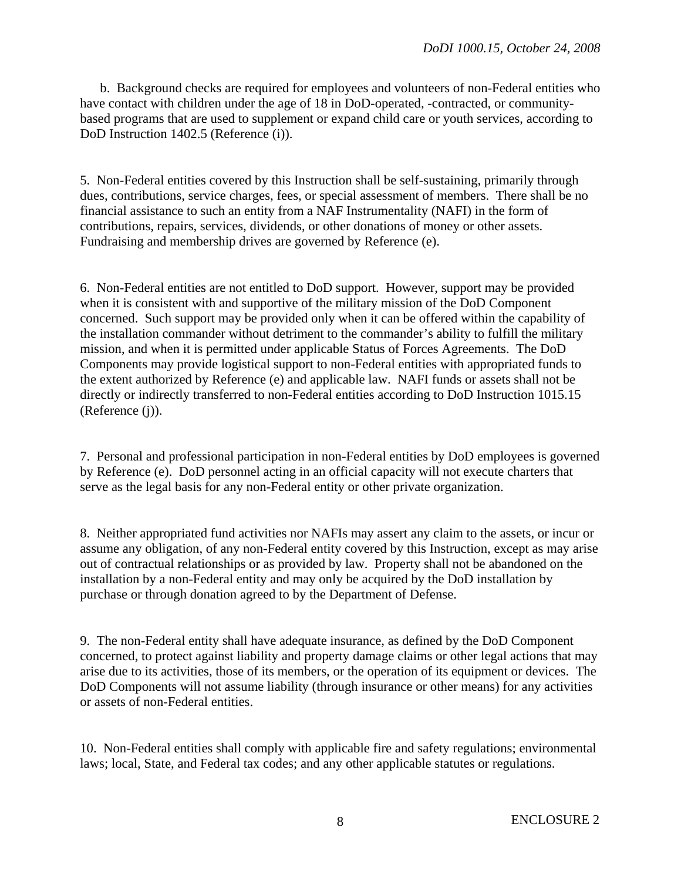b. Background checks are required for employees and volunteers of non-Federal entities who have contact with children under the age of 18 in DoD-operated, -contracted, or community-based programs that are used to supplement or expand child care or youth services, according to DoD Instruction 1402.5 (Reference (i)).

5. Non-Federal entities covered by this Instruction shall be self-sustaining, primarily through dues, contributions, service charges, fees, or special assessment of members. There shall be no financial assistance to such an entity from a NAF Instrumentality (NAFI) in the form of contributions, repairs, services, dividends, or other donations of money or other assets. Fundraising and membership drives are governed by Reference (e).

6. Non-Federal entities are not entitled to DoD support. However, support may be provided when it is consistent with and supportive of the military mission of the DoD Component concerned. Such support may be provided only when it can be offered within the capability of the installation commander without detriment to the commander's ability to fulfill the military mission, and when it is permitted under applicable Status of Forces Agreements. The DoD Components may provide logistical support to non-Federal entities with appropriated funds to the extent authorized by Reference (e) and applicable law. NAFI funds or assets shall not be directly or indirectly transferred to non-Federal entities according to DoD Instruction 1015.15 (Reference (j)).

7. Personal and professional participation in non-Federal entities by DoD employees is governed by Reference (e). DoD personnel acting in an official capacity will not execute charters that serve as the legal basis for any non-Federal entity or other private organization.

8. Neither appropriated fund activities nor NAFIs may assert any claim to the assets, or incur or assume any obligation, of any non-Federal entity covered by this Instruction, except as may arise out of contractual relationships or as provided by law. Property shall not be abandoned on the installation by a non-Federal entity and may only be acquired by the DoD installation by purchase or through donation agreed to by the Department of Defense.

9. The non-Federal entity shall have adequate insurance, as defined by the DoD Component concerned, to protect against liability and property damage claims or other legal actions that may arise due to its activities, those of its members, or the operation of its equipment or devices. The DoD Components will not assume liability (through insurance or other means) for any activities or assets of non-Federal entities.

10. Non-Federal entities shall comply with applicable fire and safety regulations; environmental laws; local, State, and Federal tax codes; and any other applicable statutes or regulations.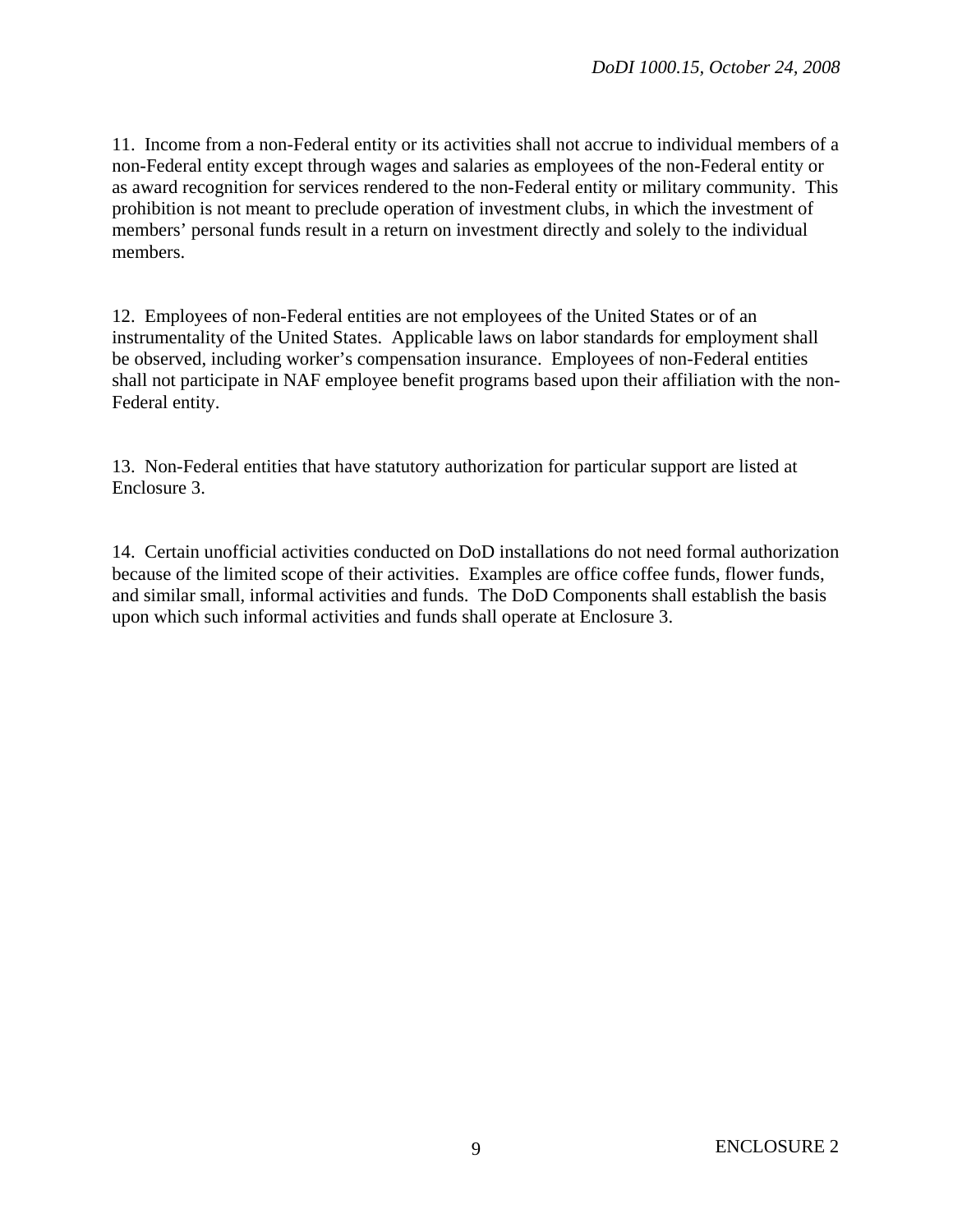11. Income from a non-Federal entity or its activities shall not accrue to individual members of a non-Federal entity except through wages and salaries as employees of the non-Federal entity or as award recognition for services rendered to the non-Federal entity or military community. This prohibition is not meant to preclude operation of investment clubs, in which the investment of members' personal funds result in a return on investment directly and solely to the individual members.

12. Employees of non-Federal entities are not employees of the United States or of an instrumentality of the United States. Applicable laws on labor standards for employment shall be observed, including worker's compensation insurance. Employees of non-Federal entities shall not participate in NAF employee benefit programs based upon their affiliation with the non-Federal entity.

13. Non-Federal entities that have statutory authorization for particular support are listed at Enclosure 3.

14. Certain unofficial activities conducted on DoD installations do not need formal authorization because of the limited scope of their activities. Examples are office coffee funds, flower funds, and similar small, informal activities and funds. The DoD Components shall establish the basis upon which such informal activities and funds shall operate at Enclosure 3.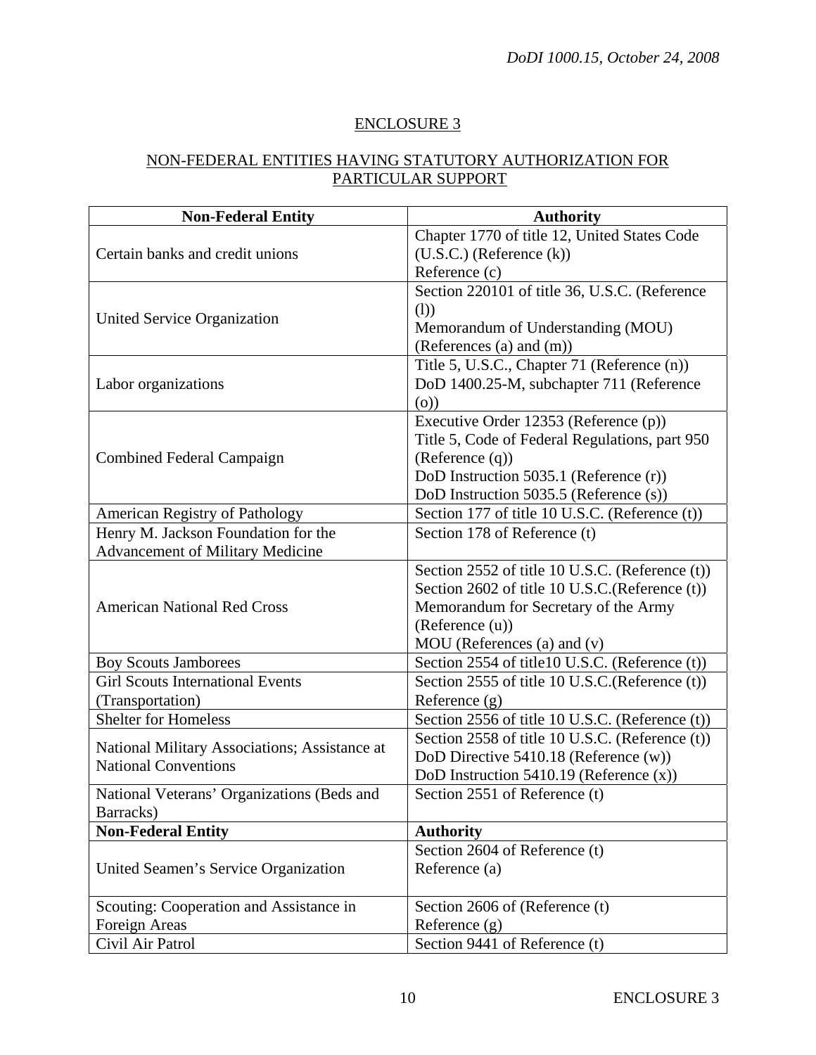# ENCLOSURE 3

## NON-FEDERAL ENTITIES HAVING STATUTORY AUTHORIZATION FOR PARTICULAR SUPPORT

| Non-Federal Entity | Authority |
|---|---|
| Certain banks and credit unions | Chapter 1770 of title 12, United States Code (U.S.C.) (Reference (k))<br>Reference (c) |
| United Service Organization | Section 220101 of title 36, U.S.C. (Reference (l))<br>Memorandum of Understanding (MOU) (References (a) and (m)) |
| Labor organizations | Title 5, U.S.C., Chapter 71 (Reference (n))<br>DoD 1400.25-M, subchapter 711 (Reference (o)) |
| Combined Federal Campaign | Executive Order 12353 (Reference (p))<br>Title 5, Code of Federal Regulations, part 950 (Reference (q))<br>DoD Instruction 5035.1 (Reference (r))<br>DoD Instruction 5035.5 (Reference (s)) |
| American Registry of Pathology | Section 177 of title 10 U.S.C. (Reference (t)) |
| Henry M. Jackson Foundation for the Advancement of Military Medicine | Section 178 of Reference (t) |
| American National Red Cross | Section 2552 of title 10 U.S.C. (Reference (t))<br>Section 2602 of title 10 U.S.C.(Reference (t))<br>Memorandum for Secretary of the Army (Reference (u))<br>MOU (References (a) and (v) |
| Boy Scouts Jamborees | Section 2554 of title10 U.S.C. (Reference (t)) |
| Girl Scouts International Events (Transportation) | Section 2555 of title 10 U.S.C.(Reference (t))<br>Reference (g) |
| Shelter for Homeless | Section 2556 of title 10 U.S.C. (Reference (t)) |
| National Military Associations; Assistance at National Conventions | Section 2558 of title 10 U.S.C. (Reference (t))<br>DoD Directive 5410.18 (Reference (w))<br>DoD Instruction 5410.19 (Reference (x)) |
| National Veterans' Organizations (Beds and Barracks) | Section 2551 of Reference (t) |
| **Non-Federal Entity** | **Authority** |
| United Seamen's Service Organization | Section 2604 of Reference (t)<br>Reference (a) |
| Scouting: Cooperation and Assistance in Foreign Areas | Section 2606 of (Reference (t)<br>Reference (g) |
| Civil Air Patrol | Section 9441 of Reference (t) |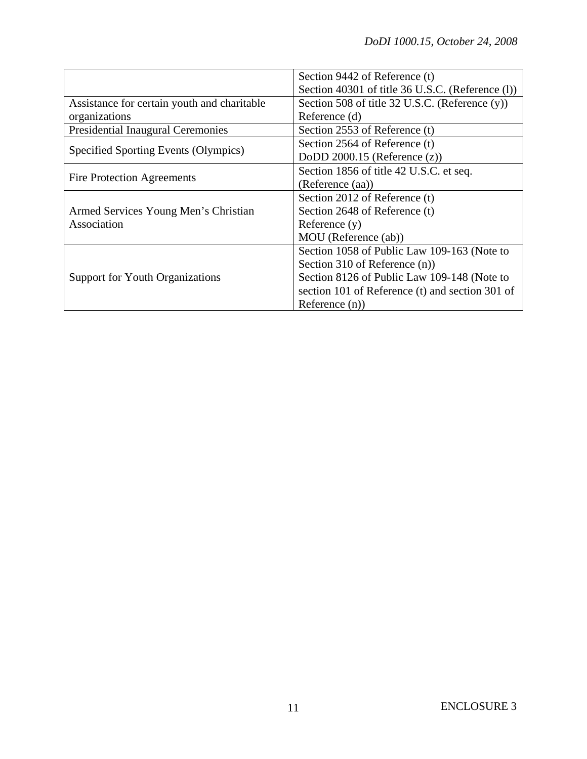| | |
|---|---|
| | Section 9442 of Reference (t)<br>Section 40301 of title 36 U.S.C. (Reference (l)) |
| Assistance for certain youth and charitable organizations | Section 508 of title 32 U.S.C. (Reference (y))<br>Reference (d) |
| Presidential Inaugural Ceremonies | Section 2553 of Reference (t) |
| Specified Sporting Events (Olympics) | Section 2564 of Reference (t)<br>DoDD 2000.15 (Reference (z)) |
| Fire Protection Agreements | Section 1856 of title 42 U.S.C. et seq. (Reference (aa)) |
| Armed Services Young Men's Christian Association | Section 2012 of Reference (t)<br>Section 2648 of Reference (t)<br>Reference (y)<br>MOU (Reference (ab)) |
| Support for Youth Organizations | Section 1058 of Public Law 109-163 (Note to Section 310 of Reference (n))<br>Section 8126 of Public Law 109-148 (Note to section 101 of Reference (t) and section 301 of Reference (n)) |